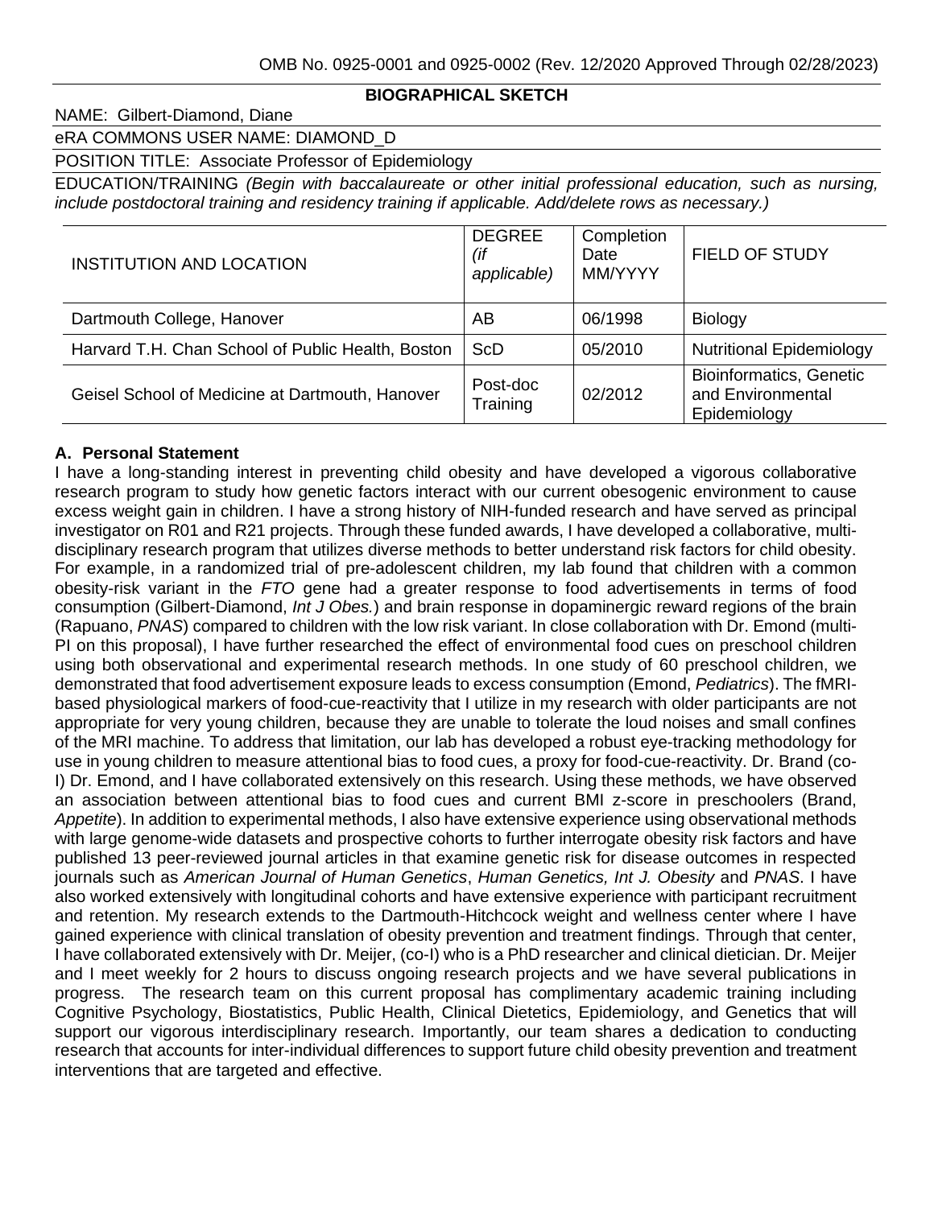OMB No. 0925-0001 and 0925-0002 (Rev. 12/2020 Approved Through 02/28/2023)

## BIOGRAPHICAL SKETCH

NAME: Gilbert-Diamond, Diane

eRA COMMONS USER NAME: DIAMOND_D

POSITION TITLE: Associate Professor of Epidemiology

EDUCATION/TRAINING *(Begin with baccalaureate or other initial professional education, such as nursing, include postdoctoral training and residency training if applicable. Add/delete rows as necessary.)*

| INSTITUTION AND LOCATION | DEGREE *(if applicable)* | Completion Date MM/YYYY | FIELD OF STUDY |
|---|---|---|---|
| Dartmouth College, Hanover | AB | 06/1998 | Biology |
| Harvard T.H. Chan School of Public Health, Boston | ScD | 05/2010 | Nutritional Epidemiology |
| Geisel School of Medicine at Dartmouth, Hanover | Post-doc Training | 02/2012 | Bioinformatics, Genetic and Environmental Epidemiology |

### A. Personal Statement

I have a long-standing interest in preventing child obesity and have developed a vigorous collaborative research program to study how genetic factors interact with our current obesogenic environment to cause excess weight gain in children. I have a strong history of NIH-funded research and have served as principal investigator on R01 and R21 projects. Through these funded awards, I have developed a collaborative, multi-disciplinary research program that utilizes diverse methods to better understand risk factors for child obesity. For example, in a randomized trial of pre-adolescent children, my lab found that children with a common obesity-risk variant in the *FTO* gene had a greater response to food advertisements in terms of food consumption (Gilbert-Diamond, *Int J Obes.*) and brain response in dopaminergic reward regions of the brain (Rapuano, *PNAS*) compared to children with the low risk variant. In close collaboration with Dr. Emond (multi-PI on this proposal), I have further researched the effect of environmental food cues on preschool children using both observational and experimental research methods. In one study of 60 preschool children, we demonstrated that food advertisement exposure leads to excess consumption (Emond, *Pediatrics*). The fMRI-based physiological markers of food-cue-reactivity that I utilize in my research with older participants are not appropriate for very young children, because they are unable to tolerate the loud noises and small confines of the MRI machine. To address that limitation, our lab has developed a robust eye-tracking methodology for use in young children to measure attentional bias to food cues, a proxy for food-cue-reactivity. Dr. Brand (co-I) Dr. Emond, and I have collaborated extensively on this research. Using these methods, we have observed an association between attentional bias to food cues and current BMI z-score in preschoolers (Brand, *Appetite*). In addition to experimental methods, I also have extensive experience using observational methods with large genome-wide datasets and prospective cohorts to further interrogate obesity risk factors and have published 13 peer-reviewed journal articles in that examine genetic risk for disease outcomes in respected journals such as *American Journal of Human Genetics*, *Human Genetics, Int J. Obesity* and *PNAS*. I have also worked extensively with longitudinal cohorts and have extensive experience with participant recruitment and retention. My research extends to the Dartmouth-Hitchcock weight and wellness center where I have gained experience with clinical translation of obesity prevention and treatment findings. Through that center, I have collaborated extensively with Dr. Meijer, (co-I) who is a PhD researcher and clinical dietician. Dr. Meijer and I meet weekly for 2 hours to discuss ongoing research projects and we have several publications in progress. The research team on this current proposal has complimentary academic training including Cognitive Psychology, Biostatistics, Public Health, Clinical Dietetics, Epidemiology, and Genetics that will support our vigorous interdisciplinary research. Importantly, our team shares a dedication to conducting research that accounts for inter-individual differences to support future child obesity prevention and treatment interventions that are targeted and effective.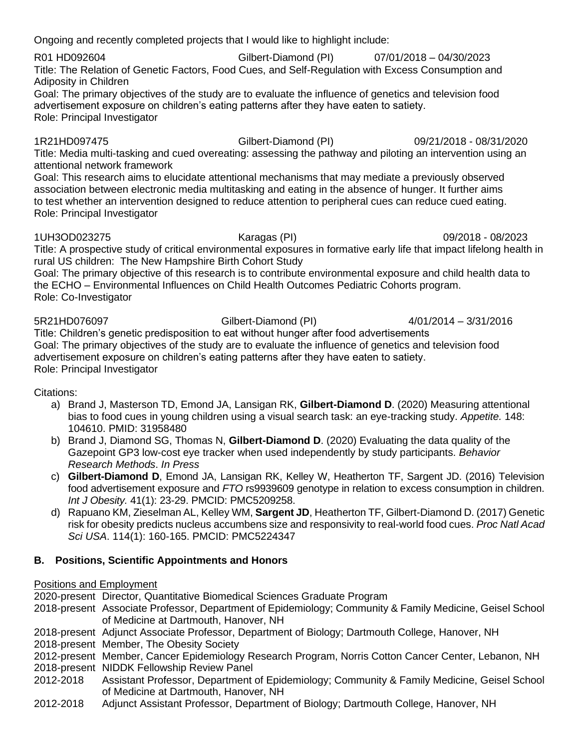Ongoing and recently completed projects that I would like to highlight include:

R01 HD092604 Gilbert-Diamond (PI) 07/01/2018 – 04/30/2023
Title: The Relation of Genetic Factors, Food Cues, and Self-Regulation with Excess Consumption and Adiposity in Children
Goal: The primary objectives of the study are to evaluate the influence of genetics and television food advertisement exposure on children's eating patterns after they have eaten to satiety.
Role: Principal Investigator

1R21HD097475 Gilbert-Diamond (PI) 09/21/2018 - 08/31/2020
Title: Media multi-tasking and cued overeating: assessing the pathway and piloting an intervention using an attentional network framework
Goal: This research aims to elucidate attentional mechanisms that may mediate a previously observed association between electronic media multitasking and eating in the absence of hunger. It further aims to test whether an intervention designed to reduce attention to peripheral cues can reduce cued eating.
Role: Principal Investigator

1UH3OD023275 Karagas (PI) 09/2018 - 08/2023
Title: A prospective study of critical environmental exposures in formative early life that impact lifelong health in rural US children: The New Hampshire Birth Cohort Study
Goal: The primary objective of this research is to contribute environmental exposure and child health data to the ECHO – Environmental Influences on Child Health Outcomes Pediatric Cohorts program.
Role: Co-Investigator

5R21HD076097 Gilbert-Diamond (PI) 4/01/2014 – 3/31/2016
Title: Children's genetic predisposition to eat without hunger after food advertisements
Goal: The primary objectives of the study are to evaluate the influence of genetics and television food advertisement exposure on children's eating patterns after they have eaten to satiety.
Role: Principal Investigator

Citations:

a) Brand J, Masterson TD, Emond JA, Lansigan RK, **Gilbert-Diamond D**. (2020) Measuring attentional bias to food cues in young children using a visual search task: an eye-tracking study. *Appetite.* 148: 104610. PMID: 31958480
b) Brand J, Diamond SG, Thomas N, **Gilbert-Diamond D**. (2020) Evaluating the data quality of the Gazepoint GP3 low-cost eye tracker when used independently by study participants. *Behavior Research Methods*. *In Press*
c) **Gilbert-Diamond D**, Emond JA, Lansigan RK, Kelley W, Heatherton TF, Sargent JD. (2016) Television food advertisement exposure and *FTO* rs9939609 genotype in relation to excess consumption in children. *Int J Obesity.* 41(1): 23-29. PMCID: PMC5209258.
d) Rapuano KM, Zieselman AL, Kelley WM, **Sargent JD**, Heatherton TF, Gilbert-Diamond D. (2017) Genetic risk for obesity predicts nucleus accumbens size and responsivity to real-world food cues. *Proc Natl Acad Sci USA*. 114(1): 160-165. PMCID: PMC5224347

## B. Positions, Scientific Appointments and Honors

Positions and Employment

2020-present Director, Quantitative Biomedical Sciences Graduate Program
2018-present Associate Professor, Department of Epidemiology; Community & Family Medicine, Geisel School of Medicine at Dartmouth, Hanover, NH
2018-present Adjunct Associate Professor, Department of Biology; Dartmouth College, Hanover, NH
2018-present Member, The Obesity Society
2012-present Member, Cancer Epidemiology Research Program, Norris Cotton Cancer Center, Lebanon, NH
2018-present NIDDK Fellowship Review Panel
2012-2018 Assistant Professor, Department of Epidemiology; Community & Family Medicine, Geisel School of Medicine at Dartmouth, Hanover, NH
2012-2018 Adjunct Assistant Professor, Department of Biology; Dartmouth College, Hanover, NH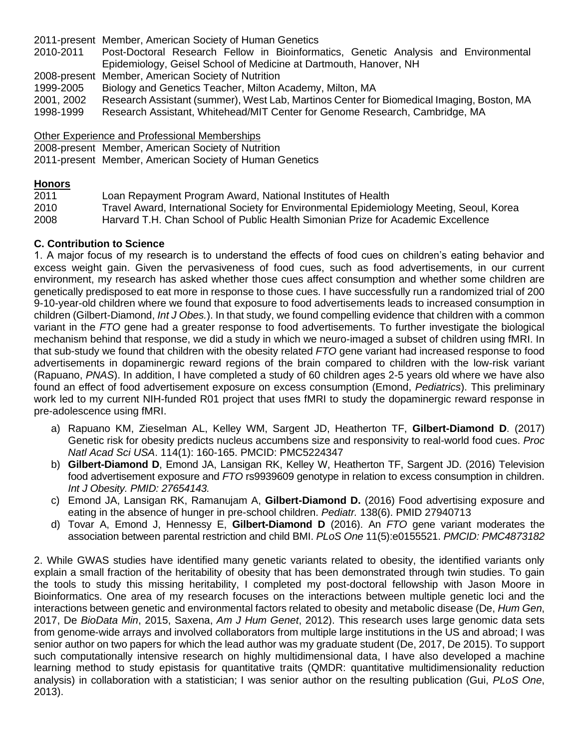2011-present Member, American Society of Human Genetics
2010-2011 Post-Doctoral Research Fellow in Bioinformatics, Genetic Analysis and Environmental Epidemiology, Geisel School of Medicine at Dartmouth, Hanover, NH
2008-present Member, American Society of Nutrition
1999-2005 Biology and Genetics Teacher, Milton Academy, Milton, MA
2001, 2002 Research Assistant (summer), West Lab, Martinos Center for Biomedical Imaging, Boston, MA
1998-1999 Research Assistant, Whitehead/MIT Center for Genome Research, Cambridge, MA

Other Experience and Professional Memberships
2008-present Member, American Society of Nutrition
2011-present Member, American Society of Human Genetics

**Honors**

2011 Loan Repayment Program Award, National Institutes of Health
2010 Travel Award, International Society for Environmental Epidemiology Meeting, Seoul, Korea
2008 Harvard T.H. Chan School of Public Health Simonian Prize for Academic Excellence

**C. Contribution to Science**

1. A major focus of my research is to understand the effects of food cues on children's eating behavior and excess weight gain. Given the pervasiveness of food cues, such as food advertisements, in our current environment, my research has asked whether those cues affect consumption and whether some children are genetically predisposed to eat more in response to those cues. I have successfully run a randomized trial of 200 9-10-year-old children where we found that exposure to food advertisements leads to increased consumption in children (Gilbert-Diamond, *Int J Obes.*). In that study, we found compelling evidence that children with a common variant in the *FTO* gene had a greater response to food advertisements. To further investigate the biological mechanism behind that response, we did a study in which we neuro-imaged a subset of children using fMRI. In that sub-study we found that children with the obesity related *FTO* gene variant had increased response to food advertisements in dopaminergic reward regions of the brain compared to children with the low-risk variant (Rapuano, *PNAS*). In addition, I have completed a study of 60 children ages 2-5 years old where we have also found an effect of food advertisement exposure on excess consumption (Emond, *Pediatrics*). This preliminary work led to my current NIH-funded R01 project that uses fMRI to study the dopaminergic reward response in pre-adolescence using fMRI.

a) Rapuano KM, Zieselman AL, Kelley WM, Sargent JD, Heatherton TF, **Gilbert-Diamond D**. (2017) Genetic risk for obesity predicts nucleus accumbens size and responsivity to real-world food cues. *Proc Natl Acad Sci USA*. 114(1): 160-165. PMCID: PMC5224347
b) **Gilbert-Diamond D**, Emond JA, Lansigan RK, Kelley W, Heatherton TF, Sargent JD. (2016) Television food advertisement exposure and *FTO* rs9939609 genotype in relation to excess consumption in children. *Int J Obesity. PMID: 27654143.*
c) Emond JA, Lansigan RK, Ramanujam A, **Gilbert-Diamond D.** (2016) Food advertising exposure and eating in the absence of hunger in pre-school children. *Pediatr.* 138(6). PMID 27940713
d) Tovar A, Emond J, Hennessy E, **Gilbert-Diamond D** (2016). An *FTO* gene variant moderates the association between parental restriction and child BMI. *PLoS One* 11(5):e0155521. *PMCID: PMC4873182*

2. While GWAS studies have identified many genetic variants related to obesity, the identified variants only explain a small fraction of the heritability of obesity that has been demonstrated through twin studies. To gain the tools to study this missing heritability, I completed my post-doctoral fellowship with Jason Moore in Bioinformatics. One area of my research focuses on the interactions between multiple genetic loci and the interactions between genetic and environmental factors related to obesity and metabolic disease (De, *Hum Gen*, 2017, De *BioData Min*, 2015, Saxena, *Am J Hum Genet*, 2012). This research uses large genomic data sets from genome-wide arrays and involved collaborators from multiple large institutions in the US and abroad; I was senior author on two papers for which the lead author was my graduate student (De, 2017, De 2015). To support such computationally intensive research on highly multidimensional data, I have also developed a machine learning method to study epistasis for quantitative traits (QMDR: quantitative multidimensionality reduction analysis) in collaboration with a statistician; I was senior author on the resulting publication (Gui, *PLoS One*, 2013).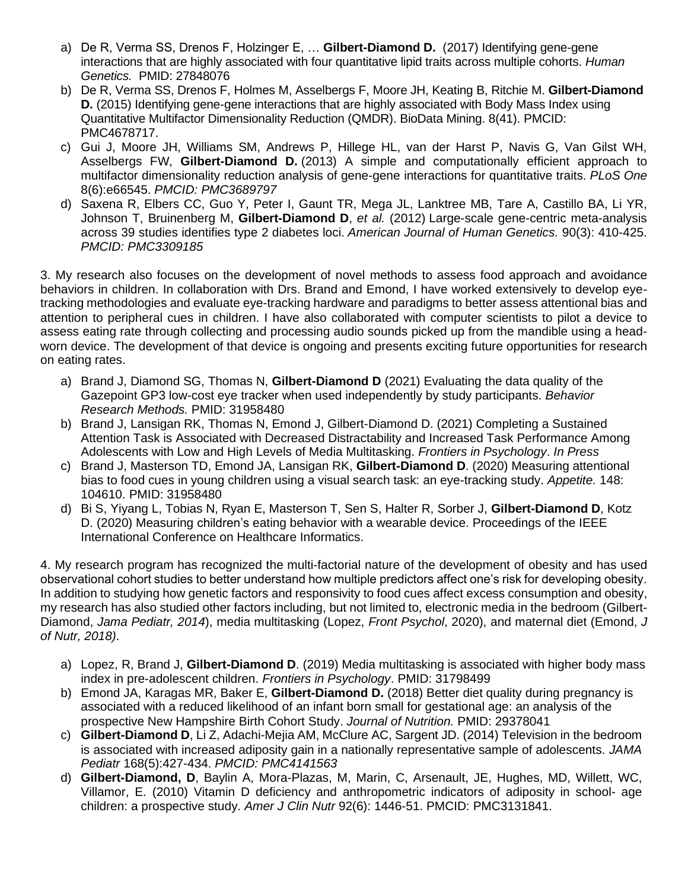a) De R, Verma SS, Drenos F, Holzinger E, … **Gilbert-Diamond D.** (2017) Identifying gene-gene interactions that are highly associated with four quantitative lipid traits across multiple cohorts. *Human Genetics.* PMID: 27848076
b) De R, Verma SS, Drenos F, Holmes M, Asselbergs F, Moore JH, Keating B, Ritchie M. **Gilbert-Diamond D.** (2015) Identifying gene-gene interactions that are highly associated with Body Mass Index using Quantitative Multifactor Dimensionality Reduction (QMDR). BioData Mining. 8(41). PMCID: PMC4678717.
c) Gui J, Moore JH, Williams SM, Andrews P, Hillege HL, van der Harst P, Navis G, Van Gilst WH, Asselbergs FW, **Gilbert-Diamond D.** (2013) A simple and computationally efficient approach to multifactor dimensionality reduction analysis of gene-gene interactions for quantitative traits. *PLoS One* 8(6):e66545. *PMCID: PMC3689797*
d) Saxena R, Elbers CC, Guo Y, Peter I, Gaunt TR, Mega JL, Lanktree MB, Tare A, Castillo BA, Li YR, Johnson T, Bruinenberg M, **Gilbert-Diamond D**, *et al.* (2012) Large-scale gene-centric meta-analysis across 39 studies identifies type 2 diabetes loci. *American Journal of Human Genetics.* 90(3): 410-425. *PMCID: PMC3309185*

3. My research also focuses on the development of novel methods to assess food approach and avoidance behaviors in children. In collaboration with Drs. Brand and Emond, I have worked extensively to develop eye-tracking methodologies and evaluate eye-tracking hardware and paradigms to better assess attentional bias and attention to peripheral cues in children. I have also collaborated with computer scientists to pilot a device to assess eating rate through collecting and processing audio sounds picked up from the mandible using a head-worn device. The development of that device is ongoing and presents exciting future opportunities for research on eating rates.

a) Brand J, Diamond SG, Thomas N, **Gilbert-Diamond D** (2021) Evaluating the data quality of the Gazepoint GP3 low-cost eye tracker when used independently by study participants. *Behavior Research Methods.* PMID: 31958480
b) Brand J, Lansigan RK, Thomas N, Emond J, Gilbert-Diamond D. (2021) Completing a Sustained Attention Task is Associated with Decreased Distractability and Increased Task Performance Among Adolescents with Low and High Levels of Media Multitasking. *Frontiers in Psychology*. *In Press*
c) Brand J, Masterson TD, Emond JA, Lansigan RK, **Gilbert-Diamond D**. (2020) Measuring attentional bias to food cues in young children using a visual search task: an eye-tracking study. *Appetite.* 148: 104610. PMID: 31958480
d) Bi S, Yiyang L, Tobias N, Ryan E, Masterson T, Sen S, Halter R, Sorber J, **Gilbert-Diamond D**, Kotz D. (2020) Measuring children's eating behavior with a wearable device. Proceedings of the IEEE International Conference on Healthcare Informatics.

4. My research program has recognized the multi-factorial nature of the development of obesity and has used observational cohort studies to better understand how multiple predictors affect one's risk for developing obesity. In addition to studying how genetic factors and responsivity to food cues affect excess consumption and obesity, my research has also studied other factors including, but not limited to, electronic media in the bedroom (Gilbert-Diamond, *Jama Pediatr, 2014*), media multitasking (Lopez, *Front Psychol*, 2020), and maternal diet (Emond, *J of Nutr, 2018)*.

a) Lopez, R, Brand J, **Gilbert-Diamond D**. (2019) Media multitasking is associated with higher body mass index in pre-adolescent children. *Frontiers in Psychology*. PMID: 31798499
b) Emond JA, Karagas MR, Baker E, **Gilbert-Diamond D.** (2018) Better diet quality during pregnancy is associated with a reduced likelihood of an infant born small for gestational age: an analysis of the prospective New Hampshire Birth Cohort Study. *Journal of Nutrition.* PMID: 29378041
c) **Gilbert-Diamond D**, Li Z, Adachi-Mejia AM, McClure AC, Sargent JD. (2014) Television in the bedroom is associated with increased adiposity gain in a nationally representative sample of adolescents. *JAMA Pediatr* 168(5):427-434. *PMCID: PMC4141563*
d) **Gilbert-Diamond, D**, Baylin A, Mora-Plazas, M, Marin, C, Arsenault, JE, Hughes, MD, Willett, WC, Villamor, E. (2010) Vitamin D deficiency and anthropometric indicators of adiposity in school- age children: a prospective study. *Amer J Clin Nutr* 92(6): 1446-51. PMCID: PMC3131841.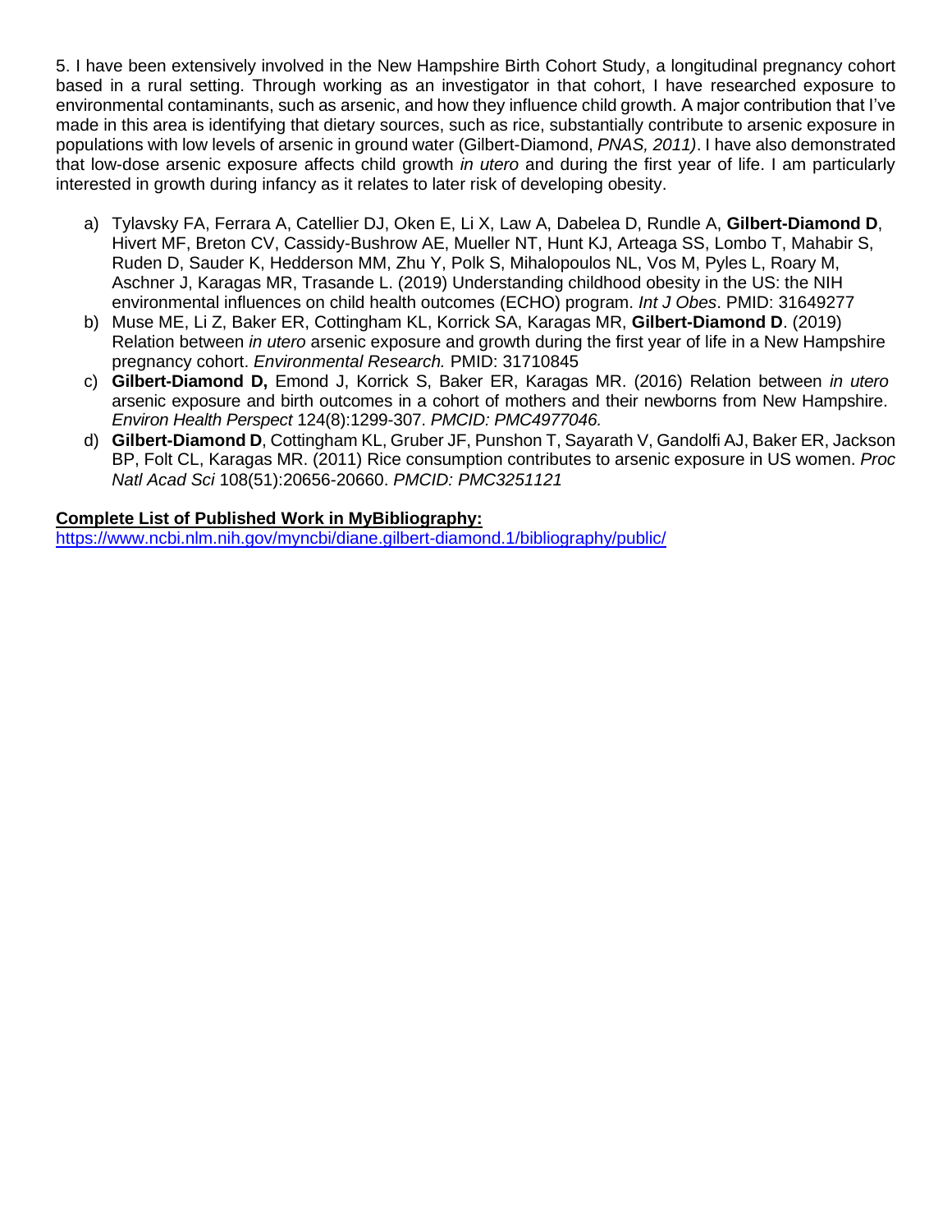5. I have been extensively involved in the New Hampshire Birth Cohort Study, a longitudinal pregnancy cohort based in a rural setting. Through working as an investigator in that cohort, I have researched exposure to environmental contaminants, such as arsenic, and how they influence child growth. A major contribution that I've made in this area is identifying that dietary sources, such as rice, substantially contribute to arsenic exposure in populations with low levels of arsenic in ground water (Gilbert-Diamond, *PNAS, 2011)*. I have also demonstrated that low-dose arsenic exposure affects child growth *in utero* and during the first year of life. I am particularly interested in growth during infancy as it relates to later risk of developing obesity.

a) Tylavsky FA, Ferrara A, Catellier DJ, Oken E, Li X, Law A, Dabelea D, Rundle A, **Gilbert-Diamond D**, Hivert MF, Breton CV, Cassidy-Bushrow AE, Mueller NT, Hunt KJ, Arteaga SS, Lombo T, Mahabir S, Ruden D, Sauder K, Hedderson MM, Zhu Y, Polk S, Mihalopoulos NL, Vos M, Pyles L, Roary M, Aschner J, Karagas MR, Trasande L. (2019) Understanding childhood obesity in the US: the NIH environmental influences on child health outcomes (ECHO) program. *Int J Obes*. PMID: 31649277
b) Muse ME, Li Z, Baker ER, Cottingham KL, Korrick SA, Karagas MR, **Gilbert-Diamond D**. (2019) Relation between *in utero* arsenic exposure and growth during the first year of life in a New Hampshire pregnancy cohort. *Environmental Research.* PMID: 31710845
c) **Gilbert-Diamond D,** Emond J, Korrick S, Baker ER, Karagas MR. (2016) Relation between *in utero* arsenic exposure and birth outcomes in a cohort of mothers and their newborns from New Hampshire. *Environ Health Perspect* 124(8):1299-307. *PMCID: PMC4977046.*
d) **Gilbert-Diamond D**, Cottingham KL, Gruber JF, Punshon T, Sayarath V, Gandolfi AJ, Baker ER, Jackson BP, Folt CL, Karagas MR. (2011) Rice consumption contributes to arsenic exposure in US women. *Proc Natl Acad Sci* 108(51):20656-20660. *PMCID: PMC3251121*

**Complete List of Published Work in MyBibliography:**
https://www.ncbi.nlm.nih.gov/myncbi/diane.gilbert-diamond.1/bibliography/public/